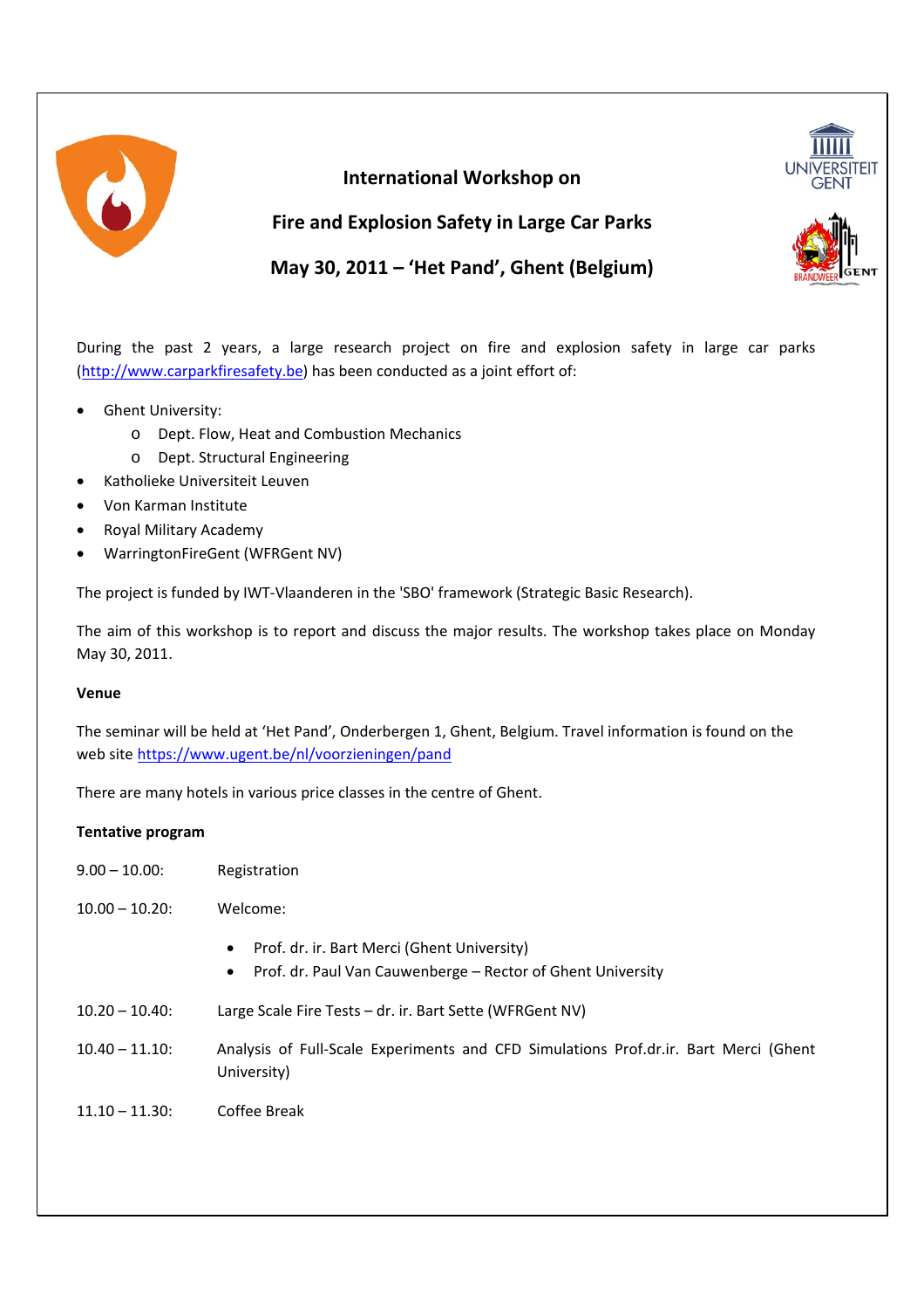# International Workshop on

# Fire and Explosion Safety in Large Car Parks

# May 30, 2011 – 'Het Pand', Ghent (Belgium)

During the past 2 years, a large research project on fire and explosion safety in large car parks (http://www.carparkfiresafety.be) has been conducted as a joint effort of:

- Ghent University:
  - Dept. Flow, Heat and Combustion Mechanics
  - Dept. Structural Engineering
- Katholieke Universiteit Leuven
- Von Karman Institute
- Royal Military Academy
- WarringtonFireGent (WFRGent NV)

The project is funded by IWT-Vlaanderen in the 'SBO' framework (Strategic Basic Research).

The aim of this workshop is to report and discuss the major results. The workshop takes place on Monday May 30, 2011.

**Venue**

The seminar will be held at 'Het Pand', Onderbergen 1, Ghent, Belgium. Travel information is found on the web site https://www.ugent.be/nl/voorzieningen/pand

There are many hotels in various price classes in the centre of Ghent.

**Tentative program**

9.00 – 10.00: Registration

10.00 – 10.20: Welcome:

- Prof. dr. ir. Bart Merci (Ghent University)
- Prof. dr. Paul Van Cauwenberge – Rector of Ghent University

10.20 – 10.40: Large Scale Fire Tests – dr. ir. Bart Sette (WFRGent NV)

10.40 – 11.10: Analysis of Full-Scale Experiments and CFD Simulations Prof.dr.ir. Bart Merci (Ghent University)

11.10 – 11.30: Coffee Break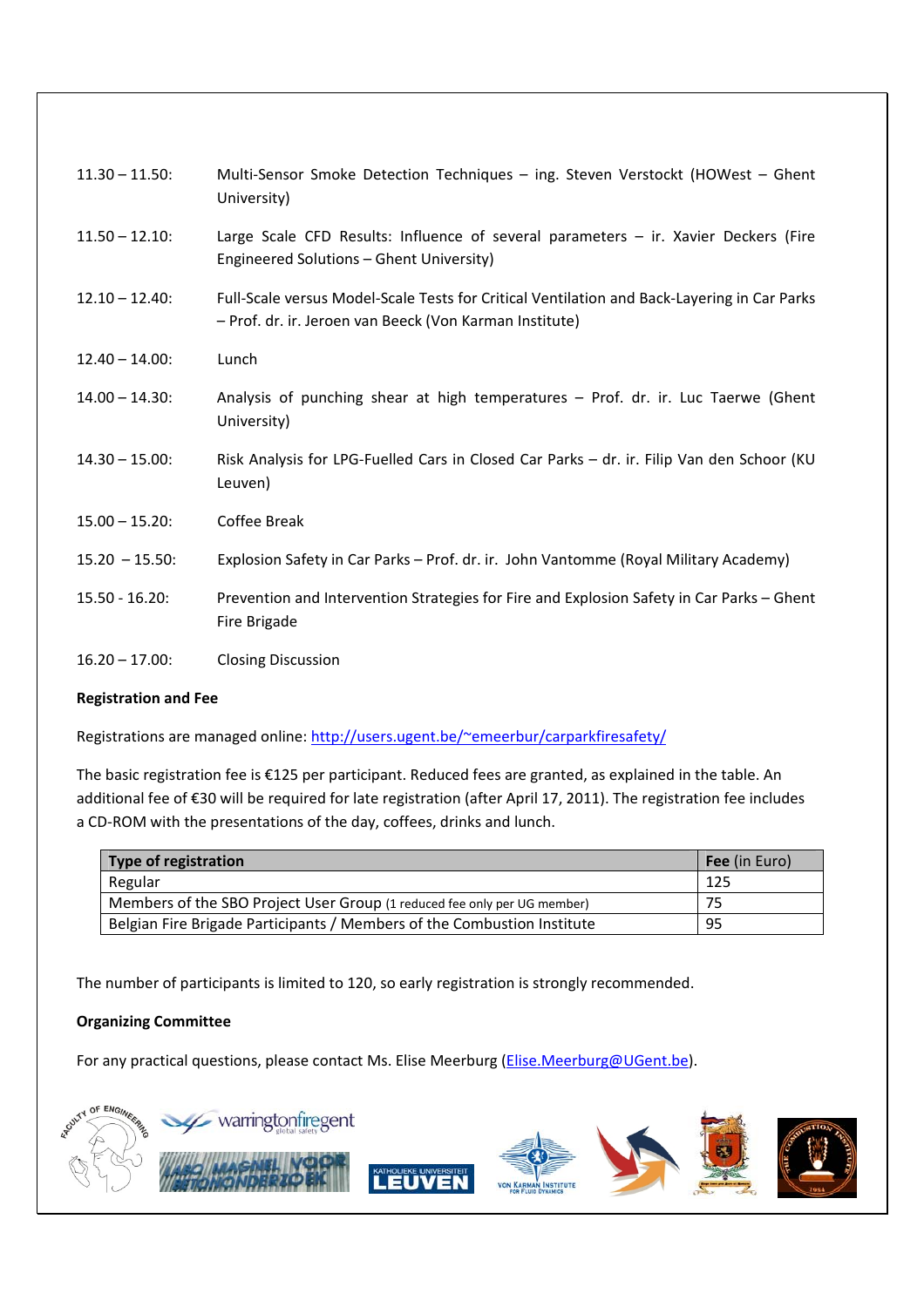11.30 – 11.50: Multi-Sensor Smoke Detection Techniques – ing. Steven Verstockt (HOWest – Ghent University)

11.50 – 12.10: Large Scale CFD Results: Influence of several parameters – ir. Xavier Deckers (Fire Engineered Solutions – Ghent University)

12.10 – 12.40: Full-Scale versus Model-Scale Tests for Critical Ventilation and Back-Layering in Car Parks – Prof. dr. ir. Jeroen van Beeck (Von Karman Institute)

12.40 – 14.00: Lunch

14.00 – 14.30: Analysis of punching shear at high temperatures – Prof. dr. ir. Luc Taerwe (Ghent University)

14.30 – 15.00: Risk Analysis for LPG-Fuelled Cars in Closed Car Parks – dr. ir. Filip Van den Schoor (KU Leuven)

15.00 – 15.20: Coffee Break

15.20 – 15.50: Explosion Safety in Car Parks – Prof. dr. ir. John Vantomme (Royal Military Academy)

15.50 - 16.20: Prevention and Intervention Strategies for Fire and Explosion Safety in Car Parks – Ghent Fire Brigade

16.20 – 17.00: Closing Discussion

**Registration and Fee**

Registrations are managed online: http://users.ugent.be/~emeerbur/carparkfiresafety/

The basic registration fee is €125 per participant. Reduced fees are granted, as explained in the table. An additional fee of €30 will be required for late registration (after April 17, 2011). The registration fee includes a CD-ROM with the presentations of the day, coffees, drinks and lunch.

| **Type of registration** | **Fee** (in Euro) |
|---|---|
| Regular | 125 |
| Members of the SBO Project User Group (1 reduced fee only per UG member) | 75 |
| Belgian Fire Brigade Participants / Members of the Combustion Institute | 95 |

The number of participants is limited to 120, so early registration is strongly recommended.

**Organizing Committee**

For any practical questions, please contact Ms. Elise Meerburg (Elise.Meerburg@UGent.be).